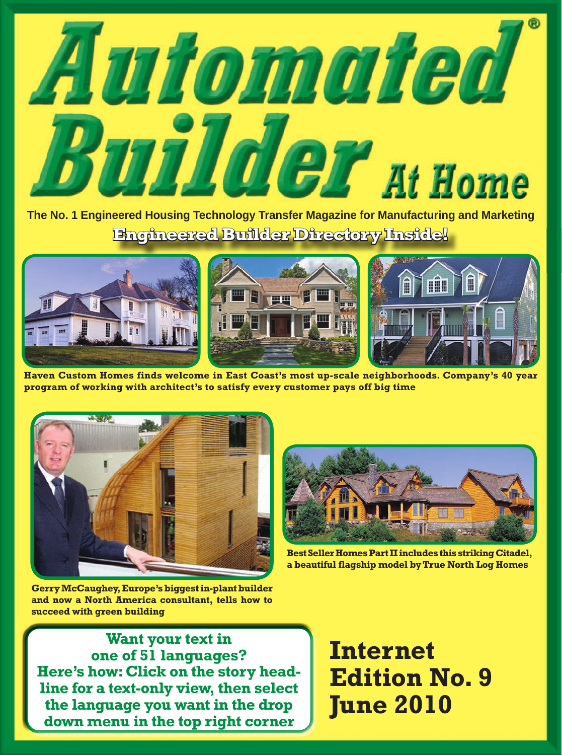# Automated Builder® At Home

**The No. 1 Engineered Housing Technology Transfer Magazine for Manufacturing and Marketing**

**Engineered Builder Directory Inside!**

**Haven Custom Homes finds welcome in East Coast's most up-scale neighborhoods. Company's 40 year program of working with architect's to satisfy every customer pays off big time**

**Gerry McCaughey, Europe's biggest in-plant builder and now a North America consultant, tells how to succeed with green building**

**Best Seller Homes Part II includes this striking Citadel, a beautiful flagship model by True North Log Homes**

**Want your text in one of 51 languages? Here's how: Click on the story headline for a text-only view, then select the language you want in the drop down menu in the top right corner**

## Internet Edition No. 9 June 2010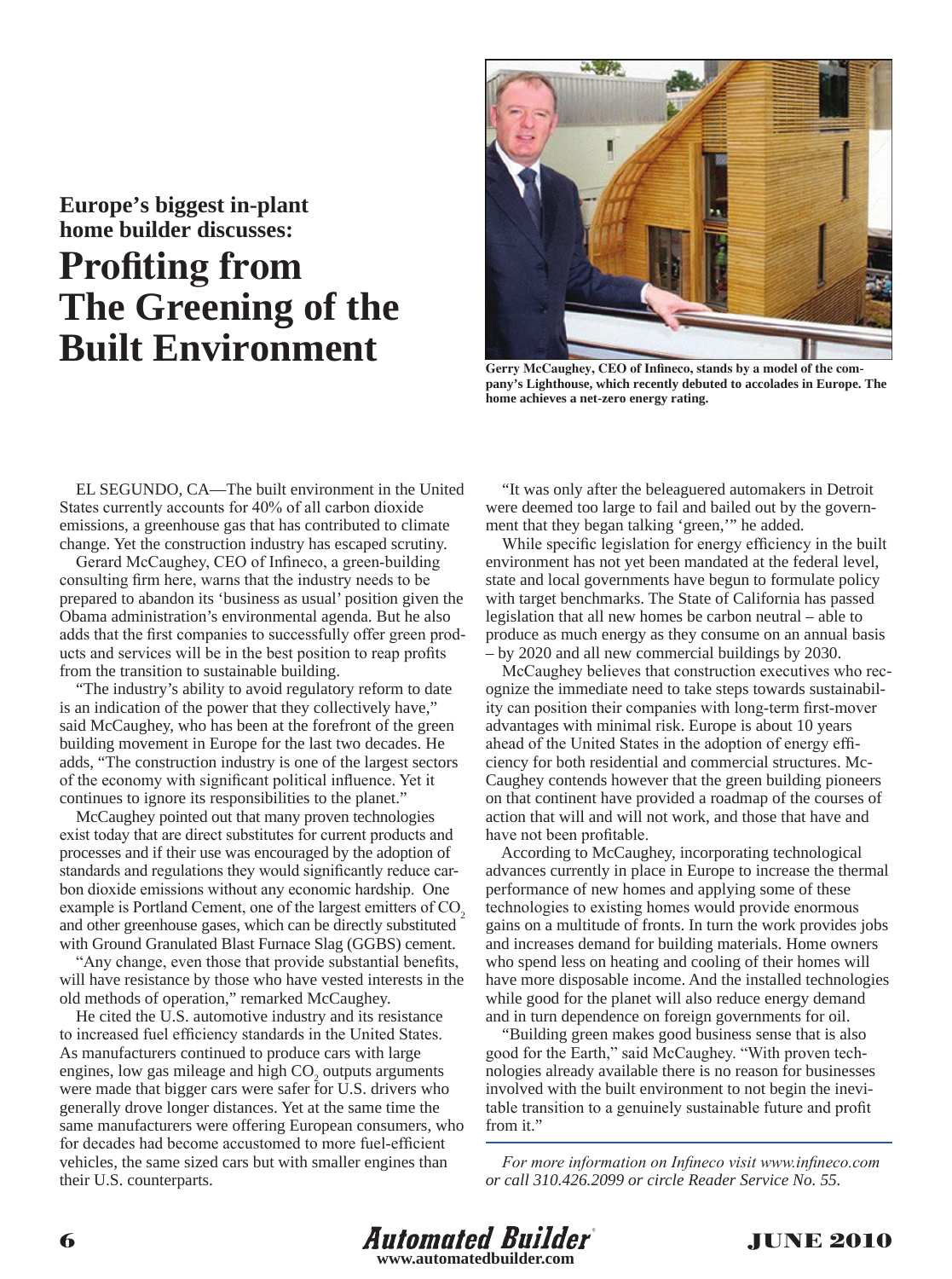**Europe's biggest in-plant home builder discusses:**

# Profiting from The Greening of the Built Environment

Gerry McCaughey, CEO of Infineco, stands by a model of the company's Lighthouse, which recently debuted to accolades in Europe. The home achieves a net-zero energy rating.

EL SEGUNDO, CA—The built environment in the United States currently accounts for 40% of all carbon dioxide emissions, a greenhouse gas that has contributed to climate change. Yet the construction industry has escaped scrutiny.

Gerard McCaughey, CEO of Infineco, a green-building consulting firm here, warns that the industry needs to be prepared to abandon its 'business as usual' position given the Obama administration's environmental agenda. But he also adds that the first companies to successfully offer green products and services will be in the best position to reap profits from the transition to sustainable building.

"The industry's ability to avoid regulatory reform to date is an indication of the power that they collectively have," said McCaughey, who has been at the forefront of the green building movement in Europe for the last two decades. He adds, "The construction industry is one of the largest sectors of the economy with significant political influence. Yet it continues to ignore its responsibilities to the planet."

McCaughey pointed out that many proven technologies exist today that are direct substitutes for current products and processes and if their use was encouraged by the adoption of standards and regulations they would significantly reduce carbon dioxide emissions without any economic hardship. One example is Portland Cement, one of the largest emitters of $CO_2$ and other greenhouse gases, which can be directly substituted with Ground Granulated Blast Furnace Slag (GGBS) cement.

"Any change, even those that provide substantial benefits, will have resistance by those who have vested interests in the old methods of operation," remarked McCaughey.

He cited the U.S. automotive industry and its resistance to increased fuel efficiency standards in the United States. As manufacturers continued to produce cars with large engines, low gas mileage and high $CO_2$ outputs arguments were made that bigger cars were safer for U.S. drivers who generally drove longer distances. Yet at the same time the same manufacturers were offering European consumers, who for decades had become accustomed to more fuel-efficient vehicles, the same sized cars but with smaller engines than their U.S. counterparts.

"It was only after the beleaguered automakers in Detroit were deemed too large to fail and bailed out by the government that they began talking 'green,'" he added.

While specific legislation for energy efficiency in the built environment has not yet been mandated at the federal level, state and local governments have begun to formulate policy with target benchmarks. The State of California has passed legislation that all new homes be carbon neutral – able to produce as much energy as they consume on an annual basis – by 2020 and all new commercial buildings by 2030.

McCaughey believes that construction executives who recognize the immediate need to take steps towards sustainability can position their companies with long-term first-mover advantages with minimal risk. Europe is about 10 years ahead of the United States in the adoption of energy efficiency for both residential and commercial structures. McCaughey contends however that the green building pioneers on that continent have provided a roadmap of the courses of action that will and will not work, and those that have and have not been profitable.

According to McCaughey, incorporating technological advances currently in place in Europe to increase the thermal performance of new homes and applying some of these technologies to existing homes would provide enormous gains on a multitude of fronts. In turn the work provides jobs and increases demand for building materials. Home owners who spend less on heating and cooling of their homes will have more disposable income. And the installed technologies while good for the planet will also reduce energy demand and in turn dependence on foreign governments for oil.

"Building green makes good business sense that is also good for the Earth," said McCaughey. "With proven technologies already available there is no reason for businesses involved with the built environment to not begin the inevitable transition to a genuinely sustainable future and profit from it."

*For more information on Infineco visit www.infineco.com or call 310.426.2099 or circle Reader Service No. 55.*